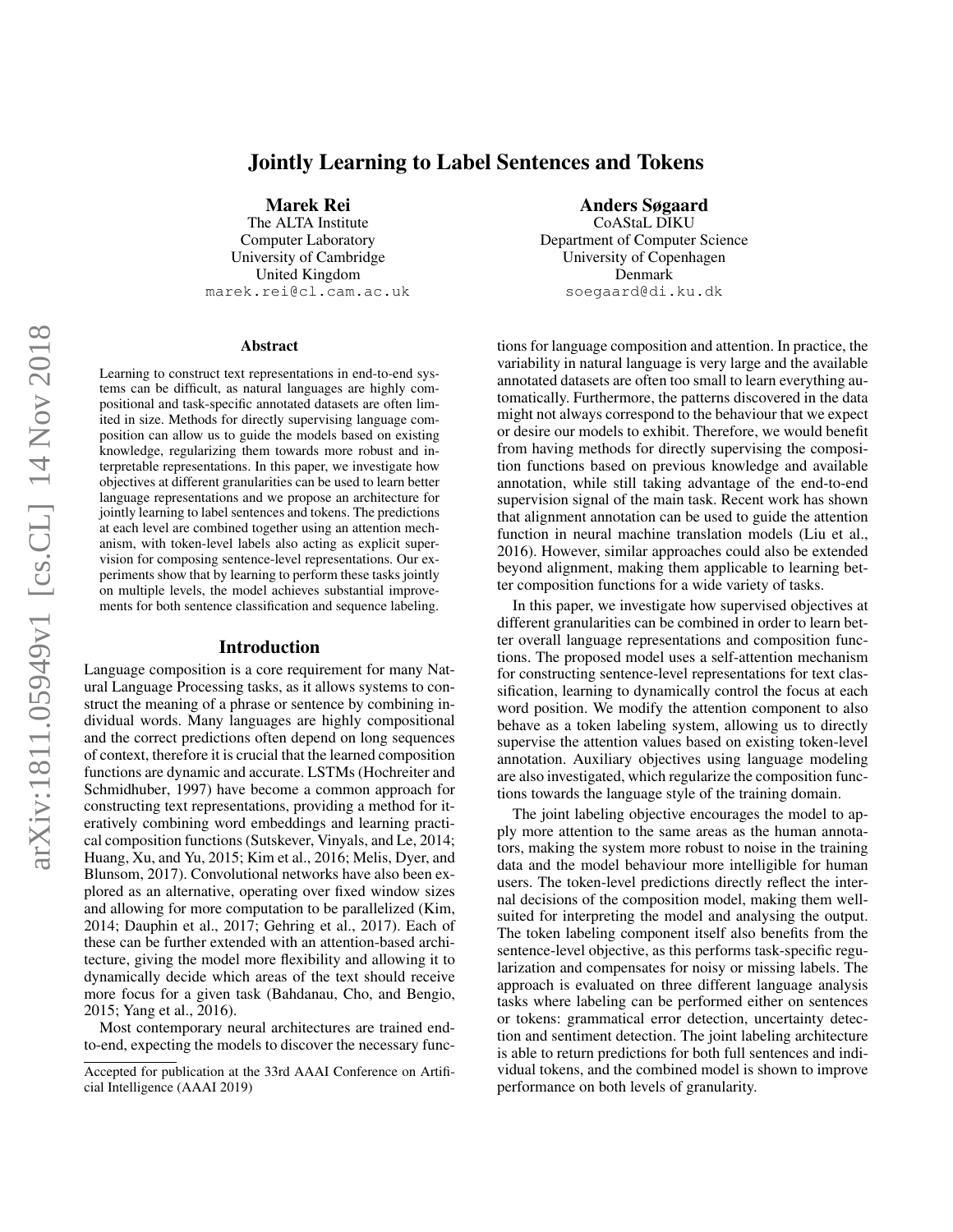# Jointly Learning to Label Sentences and Tokens

**Marek Rei**
The ALTA Institute
Computer Laboratory
University of Cambridge
United Kingdom
marek.rei@cl.cam.ac.uk

**Anders Søgaard**
CoAStaL DIKU
Department of Computer Science
University of Copenhagen
Denmark
soegaard@di.ku.dk

### Abstract

Learning to construct text representations in end-to-end systems can be difficult, as natural languages are highly compositional and task-specific annotated datasets are often limited in size. Methods for directly supervising language composition can allow us to guide the models based on existing knowledge, regularizing them towards more robust and interpretable representations. In this paper, we investigate how objectives at different granularities can be used to learn better language representations and we propose an architecture for jointly learning to label sentences and tokens. The predictions at each level are combined together using an attention mechanism, with token-level labels also acting as explicit supervision for composing sentence-level representations. Our experiments show that by learning to perform these tasks jointly on multiple levels, the model achieves substantial improvements for both sentence classification and sequence labeling.

## Introduction

Language composition is a core requirement for many Natural Language Processing tasks, as it allows systems to construct the meaning of a phrase or sentence by combining individual words. Many languages are highly compositional and the correct predictions often depend on long sequences of context, therefore it is crucial that the learned composition functions are dynamic and accurate. LSTMs (Hochreiter and Schmidhuber, 1997) have become a common approach for constructing text representations, providing a method for iteratively combining word embeddings and learning practical composition functions (Sutskever, Vinyals, and Le, 2014; Huang, Xu, and Yu, 2015; Kim et al., 2016; Melis, Dyer, and Blunsom, 2017). Convolutional networks have also been explored as an alternative, operating over fixed window sizes and allowing for more computation to be parallelized (Kim, 2014; Dauphin et al., 2017; Gehring et al., 2017). Each of these can be further extended with an attention-based architecture, giving the model more flexibility and allowing it to dynamically decide which areas of the text should receive more focus for a given task (Bahdanau, Cho, and Bengio, 2015; Yang et al., 2016).

Most contemporary neural architectures are trained end-to-end, expecting the models to discover the necessary functions for language composition and attention. In practice, the variability in natural language is very large and the available annotated datasets are often too small to learn everything automatically. Furthermore, the patterns discovered in the data might not always correspond to the behaviour that we expect or desire our models to exhibit. Therefore, we would benefit from having methods for directly supervising the composition functions based on previous knowledge and available annotation, while still taking advantage of the end-to-end supervision signal of the main task. Recent work has shown that alignment annotation can be used to guide the attention function in neural machine translation models (Liu et al., 2016). However, similar approaches could also be extended beyond alignment, making them applicable to learning better composition functions for a wide variety of tasks.

In this paper, we investigate how supervised objectives at different granularities can be combined in order to learn better overall language representations and composition functions. The proposed model uses a self-attention mechanism for constructing sentence-level representations for text classification, learning to dynamically control the focus at each word position. We modify the attention component to also behave as a token labeling system, allowing us to directly supervise the attention values based on existing token-level annotation. Auxiliary objectives using language modeling are also investigated, which regularize the composition functions towards the language style of the training domain.

The joint labeling objective encourages the model to apply more attention to the same areas as the human annotators, making the system more robust to noise in the training data and the model behaviour more intelligible for human users. The token-level predictions directly reflect the internal decisions of the composition model, making them well-suited for interpreting the model and analysing the output. The token labeling component itself also benefits from the sentence-level objective, as this performs task-specific regularization and compensates for noisy or missing labels. The approach is evaluated on three different language analysis tasks where labeling can be performed either on sentences or tokens: grammatical error detection, uncertainty detection and sentiment detection. The joint labeling architecture is able to return predictions for both full sentences and individual tokens, and the combined model is shown to improve performance on both levels of granularity.

Accepted for publication at the 33rd AAAI Conference on Artificial Intelligence (AAAI 2019)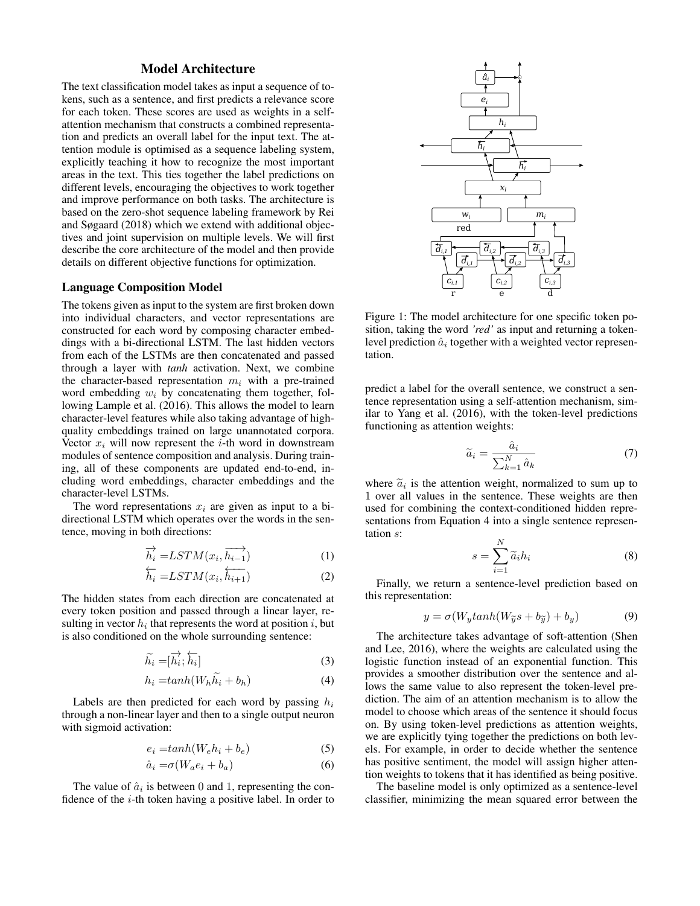## Model Architecture

The text classification model takes as input a sequence of tokens, such as a sentence, and first predicts a relevance score for each token. These scores are used as weights in a self-attention mechanism that constructs a combined representation and predicts an overall label for the input text. The attention module is optimised as a sequence labeling system, explicitly teaching it how to recognize the most important areas in the text. This ties together the label predictions on different levels, encouraging the objectives to work together and improve performance on both tasks. The architecture is based on the zero-shot sequence labeling framework by Rei and Søgaard (2018) which we extend with additional objectives and joint supervision on multiple levels. We will first describe the core architecture of the model and then provide details on different objective functions for optimization.

### Language Composition Model

The tokens given as input to the system are first broken down into individual characters, and vector representations are constructed for each word by composing character embeddings with a bi-directional LSTM. The last hidden vectors from each of the LSTMs are then concatenated and passed through a layer with *tanh* activation. Next, we combine the character-based representation $m_i$ with a pre-trained word embedding $w_i$ by concatenating them together, following Lample et al. (2016). This allows the model to learn character-level features while also taking advantage of high-quality embeddings trained on large unannotated corpora. Vector $x_i$ will now represent the $i$-th word in downstream modules of sentence composition and analysis. During training, all of these components are updated end-to-end, including word embeddings, character embeddings and the character-level LSTMs.

The word representations $x_i$ are given as input to a bi-directional LSTM which operates over the words in the sentence, moving in both directions:

$$\overrightarrow{h_i} = LSTM(x_i, \overrightarrow{h_{i-1}}) \quad (1)$$

$$\overleftarrow{h_i} = LSTM(x_i, \overleftarrow{h_{i+1}}) \quad (2)$$

The hidden states from each direction are concatenated at every token position and passed through a linear layer, resulting in vector $h_i$ that represents the word at position $i$, but is also conditioned on the whole surrounding sentence:

$$\widetilde{h_i} = [\overrightarrow{h_i}; \overleftarrow{h_i}] \quad (3)$$

$$h_i = tanh(W_h \widetilde{h_i} + b_h) \quad (4)$$

Labels are then predicted for each word by passing $h_i$ through a non-linear layer and then to a single output neuron with sigmoid activation:

$$e_i = tanh(W_e h_i + b_e) \quad (5)$$

$$\hat{a}_i = \sigma(W_a e_i + b_a) \quad (6)$$

The value of $\hat{a}_i$ is between 0 and 1, representing the confidence of the $i$-th token having a positive label. In order to predict a label for the overall sentence, we construct a sentence representation using a self-attention mechanism, similar to Yang et al. (2016), with the token-level predictions functioning as attention weights:

$$\widetilde{a}_i = \frac{\hat{a}_i}{\sum_{k=1}^{N} \hat{a}_k} \quad (7)$$

where $\widetilde{a}_i$ is the attention weight, normalized to sum up to 1 over all values in the sentence. These weights are then used for combining the context-conditioned hidden representations from Equation 4 into a single sentence representation $s$:

$$s = \sum_{i=1}^{N} \widetilde{a}_i h_i \quad (8)$$

Finally, we return a sentence-level prediction based on this representation:

$$y = \sigma(W_y tanh(W_{\widetilde{y}} s + b_{\widetilde{y}}) + b_y) \quad (9)$$

The architecture takes advantage of soft-attention (Shen and Lee, 2016), where the weights are calculated using the logistic function instead of an exponential function. This provides a smoother distribution over the sentence and allows the same value to also represent the token-level prediction. The aim of an attention mechanism is to allow the model to choose which areas of the sentence it should focus on. By using token-level predictions as attention weights, we are explicitly tying together the predictions on both levels. For example, in order to decide whether the sentence has positive sentiment, the model will assign higher attention weights to tokens that it has identified as being positive.

Figure 1: The model architecture for one specific token position, taking the word *'red'* as input and returning a token-level prediction $\hat{a}_i$ together with a weighted vector representation.

The baseline model is only optimized as a sentence-level classifier, minimizing the mean squared error between the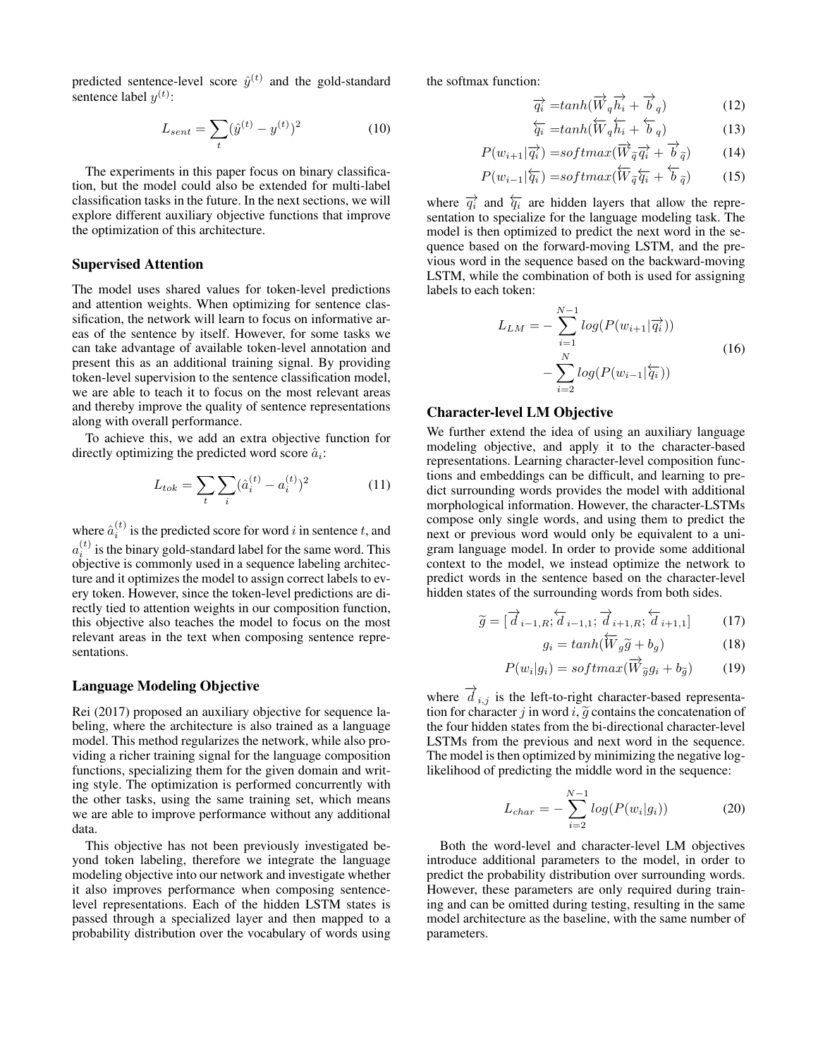predicted sentence-level score $\hat{y}^{(t)}$ and the gold-standard sentence label $y^{(t)}$:

$$L_{sent} = \sum_{t} (\hat{y}^{(t)} - y^{(t)})^2 \tag{10}$$

The experiments in this paper focus on binary classification, but the model could also be extended for multi-label classification tasks in the future. In the next sections, we will explore different auxiliary objective functions that improve the optimization of this architecture.

### Supervised Attention

The model uses shared values for token-level predictions and attention weights. When optimizing for sentence classification, the network will learn to focus on informative areas of the sentence by itself. However, for some tasks we can take advantage of available token-level annotation and present this as an additional training signal. By providing token-level supervision to the sentence classification model, we are able to teach it to focus on the most relevant areas and thereby improve the quality of sentence representations along with overall performance.

To achieve this, we add an extra objective function for directly optimizing the predicted word score $\hat{a}_i$:

$$L_{tok} = \sum_{t} \sum_{i} (\hat{a}_i^{(t)} - a_i^{(t)})^2 \tag{11}$$

where $\hat{a}_i^{(t)}$ is the predicted score for word $i$ in sentence $t$, and $a_i^{(t)}$ is the binary gold-standard label for the same word. This objective is commonly used in a sequence labeling architecture and it optimizes the model to assign correct labels to every token. However, since the token-level predictions are directly tied to attention weights in our composition function, this objective also teaches the model to focus on the most relevant areas in the text when composing sentence representations.

### Language Modeling Objective

Rei (2017) proposed an auxiliary objective for sequence labeling, where the architecture is also trained as a language model. This method regularizes the network, while also providing a richer training signal for the language composition functions, specializing them for the given domain and writing style. The optimization is performed concurrently with the other tasks, using the same training set, which means we are able to improve performance without any additional data.

This objective has not been previously investigated beyond token labeling, therefore we integrate the language modeling objective into our network and investigate whether it also improves performance when composing sentence-level representations. Each of the hidden LSTM states is passed through a specialized layer and then mapped to a probability distribution over the vocabulary of words using the softmax function:

$$\overrightarrow{q_i} = tanh(\overrightarrow{W}_q \overrightarrow{h_i} + \overrightarrow{b}_q) \tag{12}$$

$$\overleftarrow{q_i} = tanh(\overleftarrow{W}_q \overleftarrow{h_i} + \overleftarrow{b}_q) \tag{13}$$

$$P(w_{i+1}|\overrightarrow{q_i}) = softmax(\overrightarrow{W}_{\widetilde{q}} \overrightarrow{q_i} + \overrightarrow{b}_{\widetilde{q}}) \tag{14}$$

$$P(w_{i-1}|\overleftarrow{q_i}) = softmax(\overleftarrow{W}_{\widetilde{q}} \overleftarrow{q_i} + \overleftarrow{b}_{\widetilde{q}}) \tag{15}$$

where $\overrightarrow{q_i}$ and $\overleftarrow{q_i}$ are hidden layers that allow the representation to specialize for the language modeling task. The model is then optimized to predict the next word in the sequence based on the forward-moving LSTM, and the previous word in the sequence based on the backward-moving LSTM, while the combination of both is used for assigning labels to each token:

$$L_{LM} = -\sum_{i=1}^{N-1} log(P(w_{i+1}|\overrightarrow{q_i})) - \sum_{i=2}^{N} log(P(w_{i-1}|\overleftarrow{q_i})) \tag{16}$$

### Character-level LM Objective

We further extend the idea of using an auxiliary language modeling objective, and apply it to the character-based representations. Learning character-level composition functions and embeddings can be difficult, and learning to predict surrounding words provides the model with additional morphological information. However, the character-LSTMs compose only single words, and using them to predict the next or previous word would only be equivalent to a unigram language model. In order to provide some additional context to the model, we instead optimize the network to predict words in the sentence based on the character-level hidden states of the surrounding words from both sides.

$$\widetilde{g} = [\overrightarrow{d}_{i-1,R}; \overleftarrow{d}_{i-1,1}; \overrightarrow{d}_{i+1,R}; \overleftarrow{d}_{i+1,1}] \tag{17}$$

$$g_i = tanh(\overleftarrow{W}_g \widetilde{g} + b_g) \tag{18}$$

$$P(w_i|g_i) = softmax(\overrightarrow{W}_{\widetilde{g}} g_i + b_{\widetilde{g}}) \tag{19}$$

where $\overrightarrow{d}_{i,j}$ is the left-to-right character-based representation for character $j$ in word $i$, $\widetilde{g}$ contains the concatenation of the four hidden states from the bi-directional character-level LSTMs from the previous and next word in the sequence. The model is then optimized by minimizing the negative log-likelihood of predicting the middle word in the sequence:

$$L_{char} = -\sum_{i=2}^{N-1} log(P(w_i|g_i)) \tag{20}$$

Both the word-level and character-level LM objectives introduce additional parameters to the model, in order to predict the probability distribution over surrounding words. However, these parameters are only required during training and can be omitted during testing, resulting in the same model architecture as the baseline, with the same number of parameters.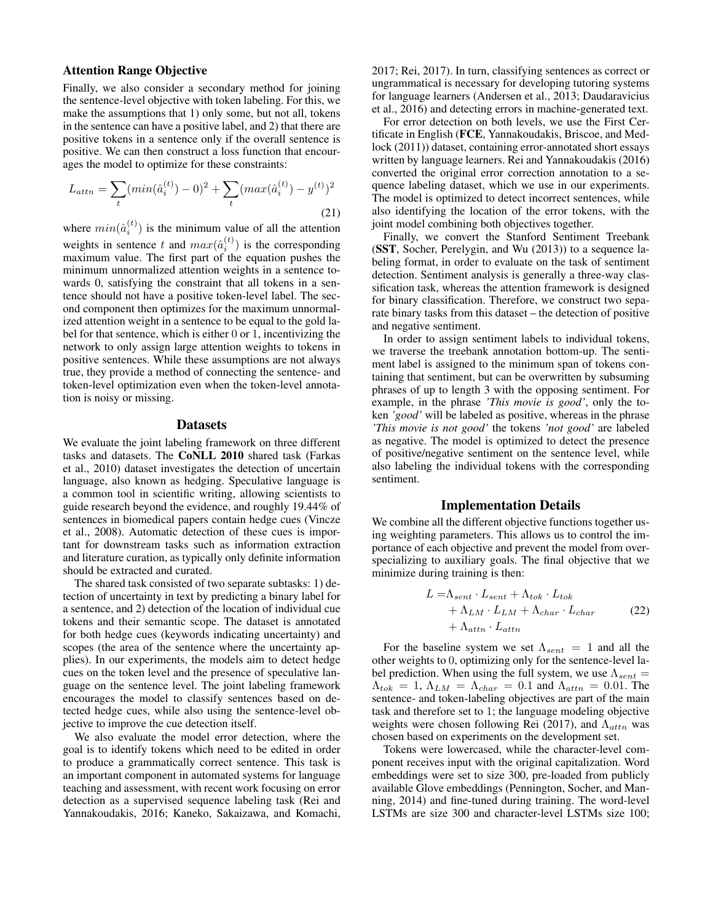### Attention Range Objective

Finally, we also consider a secondary method for joining the sentence-level objective with token labeling. For this, we make the assumptions that 1) only some, but not all, tokens in the sentence can have a positive label, and 2) that there are positive tokens in a sentence only if the overall sentence is positive. We can then construct a loss function that encourages the model to optimize for these constraints:

$$L_{attn} = \sum_t (min(\hat{a}_i^{(t)}) - 0)^2 + \sum_t (max(\hat{a}_i^{(t)}) - y^{(t)})^2 \tag{21}$$

where $min(\hat{a}_i^{(t)})$ is the minimum value of all the attention weights in sentence $t$ and $max(\hat{a}_i^{(t)})$ is the corresponding maximum value. The first part of the equation pushes the minimum unnormalized attention weights in a sentence towards 0, satisfying the constraint that all tokens in a sentence should not have a positive token-level label. The second component then optimizes for the maximum unnormalized attention weight in a sentence to be equal to the gold label for that sentence, which is either 0 or 1, incentivizing the network to only assign large attention weights to tokens in positive sentences. While these assumptions are not always true, they provide a method of connecting the sentence- and token-level optimization even when the token-level annotation is noisy or missing.

## Datasets

We evaluate the joint labeling framework on three different tasks and datasets. The **CoNLL 2010** shared task (Farkas et al., 2010) dataset investigates the detection of uncertain language, also known as hedging. Speculative language is a common tool in scientific writing, allowing scientists to guide research beyond the evidence, and roughly 19.44% of sentences in biomedical papers contain hedge cues (Vincze et al., 2008). Automatic detection of these cues is important for downstream tasks such as information extraction and literature curation, as typically only definite information should be extracted and curated.

The shared task consisted of two separate subtasks: 1) detection of uncertainty in text by predicting a binary label for a sentence, and 2) detection of the location of individual cue tokens and their semantic scope. The dataset is annotated for both hedge cues (keywords indicating uncertainty) and scopes (the area of the sentence where the uncertainty applies). In our experiments, the models aim to detect hedge cues on the token level and the presence of speculative language on the sentence level. The joint labeling framework encourages the model to classify sentences based on detected hedge cues, while also using the sentence-level objective to improve the cue detection itself.

We also evaluate the model error detection, where the goal is to identify tokens which need to be edited in order to produce a grammatically correct sentence. This task is an important component in automated systems for language teaching and assessment, with recent work focusing on error detection as a supervised sequence labeling task (Rei and Yannakoudakis, 2016; Kaneko, Sakaizawa, and Komachi, 2017; Rei, 2017). In turn, classifying sentences as correct or ungrammatical is necessary for developing tutoring systems for language learners (Andersen et al., 2013; Daudaravicius et al., 2016) and detecting errors in machine-generated text.

For error detection on both levels, we use the First Certificate in English (**FCE**, Yannakoudakis, Briscoe, and Medlock (2011)) dataset, containing error-annotated short essays written by language learners. Rei and Yannakoudakis (2016) converted the original error correction annotation to a sequence labeling dataset, which we use in our experiments. The model is optimized to detect incorrect sentences, while also identifying the location of the error tokens, with the joint model combining both objectives together.

Finally, we convert the Stanford Sentiment Treebank (**SST**, Socher, Perelygin, and Wu (2013)) to a sequence labeling format, in order to evaluate on the task of sentiment detection. Sentiment analysis is generally a three-way classification task, whereas the attention framework is designed for binary classification. Therefore, we construct two separate binary tasks from this dataset – the detection of positive and negative sentiment.

In order to assign sentiment labels to individual tokens, we traverse the treebank annotation bottom-up. The sentiment label is assigned to the minimum span of tokens containing that sentiment, but can be overwritten by subsuming phrases of up to length 3 with the opposing sentiment. For example, in the phrase *'This movie is good'*, only the token *'good'* will be labeled as positive, whereas in the phrase *'This movie is not good'* the tokens *'not good'* are labeled as negative. The model is optimized to detect the presence of positive/negative sentiment on the sentence level, while also labeling the individual tokens with the corresponding sentiment.

## Implementation Details

We combine all the different objective functions together using weighting parameters. This allows us to control the importance of each objective and prevent the model from overspecializing to auxiliary goals. The final objective that we minimize during training is then:

$$\begin{aligned} L = &\Lambda_{sent} \cdot L_{sent} + \Lambda_{tok} \cdot L_{tok} \\ &+ \Lambda_{LM} \cdot L_{LM} + \Lambda_{char} \cdot L_{char} \\ &+ \Lambda_{attn} \cdot L_{attn} \end{aligned} \tag{22}$$

For the baseline system we set $\Lambda_{sent} = 1$ and all the other weights to 0, optimizing only for the sentence-level label prediction. When using the full system, we use $\Lambda_{sent} = \Lambda_{tok} = 1$, $\Lambda_{LM} = \Lambda_{char} = 0.1$ and $\Lambda_{attn} = 0.01$. The sentence- and token-labeling objectives are part of the main task and therefore set to 1; the language modeling objective weights were chosen following Rei (2017), and $\Lambda_{attn}$ was chosen based on experiments on the development set.

Tokens were lowercased, while the character-level component receives input with the original capitalization. Word embeddings were set to size 300, pre-loaded from publicly available Glove embeddings (Pennington, Socher, and Manning, 2014) and fine-tuned during training. The word-level LSTMs are size 300 and character-level LSTMs size 100;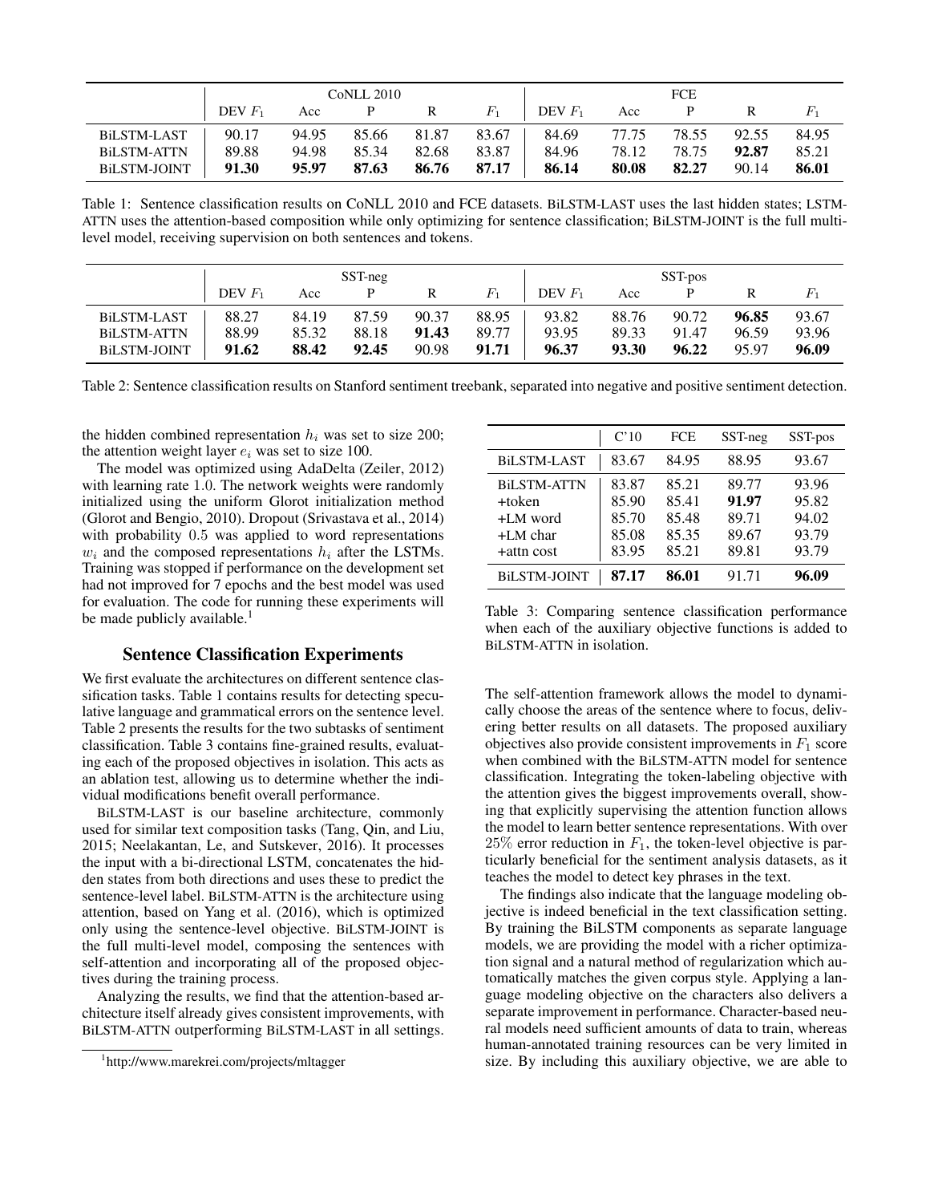| | CoNLL 2010 | | | | | FCE | | | | |
|---|---|---|---|---|---|---|---|---|---|---|
| | DEV $F_1$ | Acc | P | R | $F_1$ | DEV $F_1$ | Acc | P | R | $F_1$ |
| BiLSTM-LAST | 90.17 | 94.95 | 85.66 | 81.87 | 83.67 | 84.69 | 77.75 | 78.55 | 92.55 | 84.95 |
| BiLSTM-ATTN | 89.88 | 94.98 | 85.34 | 82.68 | 83.87 | 84.96 | 78.12 | 78.75 | **92.87** | 85.21 |
| BiLSTM-JOINT | **91.30** | **95.97** | **87.63** | **86.76** | **87.17** | **86.14** | **80.08** | **82.27** | 90.14 | **86.01** |

Table 1: Sentence classification results on CoNLL 2010 and FCE datasets. BiLSTM-LAST uses the last hidden states; LSTM-ATTN uses the attention-based composition while only optimizing for sentence classification; BiLSTM-JOINT is the full multi-level model, receiving supervision on both sentences and tokens.

| | SST-neg | | | | | SST-pos | | | | |
|---|---|---|---|---|---|---|---|---|---|---|
| | DEV $F_1$ | Acc | P | R | $F_1$ | DEV $F_1$ | Acc | P | R | $F_1$ |
| BiLSTM-LAST | 88.27 | 84.19 | 87.59 | 90.37 | 88.95 | 93.82 | 88.76 | 90.72 | **96.85** | 93.67 |
| BiLSTM-ATTN | 88.99 | 85.32 | 88.18 | **91.43** | 89.77 | 93.95 | 89.33 | 91.47 | 96.59 | 93.96 |
| BiLSTM-JOINT | **91.62** | **88.42** | **92.45** | 90.98 | **91.71** | **96.37** | **93.30** | **96.22** | 95.97 | **96.09** |

Table 2: Sentence classification results on Stanford sentiment treebank, separated into negative and positive sentiment detection.

the hidden combined representation $h_i$ was set to size 200; the attention weight layer $e_i$ was set to size 100.

The model was optimized using AdaDelta (Zeiler, 2012) with learning rate 1.0. The network weights were randomly initialized using the uniform Glorot initialization method (Glorot and Bengio, 2010). Dropout (Srivastava et al., 2014) with probability 0.5 was applied to word representations $w_i$ and the composed representations $h_i$ after the LSTMs. Training was stopped if performance on the development set had not improved for 7 epochs and the best model was used for evaluation. The code for running these experiments will be made publicly available.[1]

## Sentence Classification Experiments

We first evaluate the architectures on different sentence classification tasks. Table 1 contains results for detecting speculative language and grammatical errors on the sentence level. Table 2 presents the results for the two subtasks of sentiment classification. Table 3 contains fine-grained results, evaluating each of the proposed objectives in isolation. This acts as an ablation test, allowing us to determine whether the individual modifications benefit overall performance.

BiLSTM-LAST is our baseline architecture, commonly used for similar text composition tasks (Tang, Qin, and Liu, 2015; Neelakantan, Le, and Sutskever, 2016). It processes the input with a bi-directional LSTM, concatenates the hidden states from both directions and uses these to predict the sentence-level label. BiLSTM-ATTN is the architecture using attention, based on Yang et al. (2016), which is optimized only using the sentence-level objective. BiLSTM-JOINT is the full multi-level model, composing the sentences with self-attention and incorporating all of the proposed objectives during the training process.

Analyzing the results, we find that the attention-based architecture itself already gives consistent improvements, with BiLSTM-ATTN outperforming BiLSTM-LAST in all settings.

[1] http://www.marekrei.com/projects/mltagger

| | C'10 | FCE | SST-neg | SST-pos |
|---|---|---|---|---|
| BiLSTM-LAST | 83.67 | 84.95 | 88.95 | 93.67 |
| BiLSTM-ATTN | 83.87 | 85.21 | 89.77 | 93.96 |
| +token | 85.90 | 85.41 | **91.97** | 95.82 |
| +LM word | 85.70 | 85.48 | 89.71 | 94.02 |
| +LM char | 85.08 | 85.35 | 89.67 | 93.79 |
| +attn cost | 83.95 | 85.21 | 89.81 | 93.79 |
| BiLSTM-JOINT | **87.17** | **86.01** | 91.71 | **96.09** |

Table 3: Comparing sentence classification performance when each of the auxiliary objective functions is added to BiLSTM-ATTN in isolation.

The self-attention framework allows the model to dynamically choose the areas of the sentence where to focus, delivering better results on all datasets. The proposed auxiliary objectives also provide consistent improvements in $F_1$ score when combined with the BiLSTM-ATTN model for sentence classification. Integrating the token-labeling objective with the attention gives the biggest improvements overall, showing that explicitly supervising the attention function allows the model to learn better sentence representations. With over 25% error reduction in $F_1$, the token-level objective is particularly beneficial for the sentiment analysis datasets, as it teaches the model to detect key phrases in the text.

The findings also indicate that the language modeling objective is indeed beneficial in the text classification setting. By training the BiLSTM components as separate language models, we are providing the model with a richer optimization signal and a natural method of regularization which automatically matches the given corpus style. Applying a language modeling objective on the characters also delivers a separate improvement in performance. Character-based neural models need sufficient amounts of data to train, whereas human-annotated training resources can be very limited in size. By including this auxiliary objective, we are able to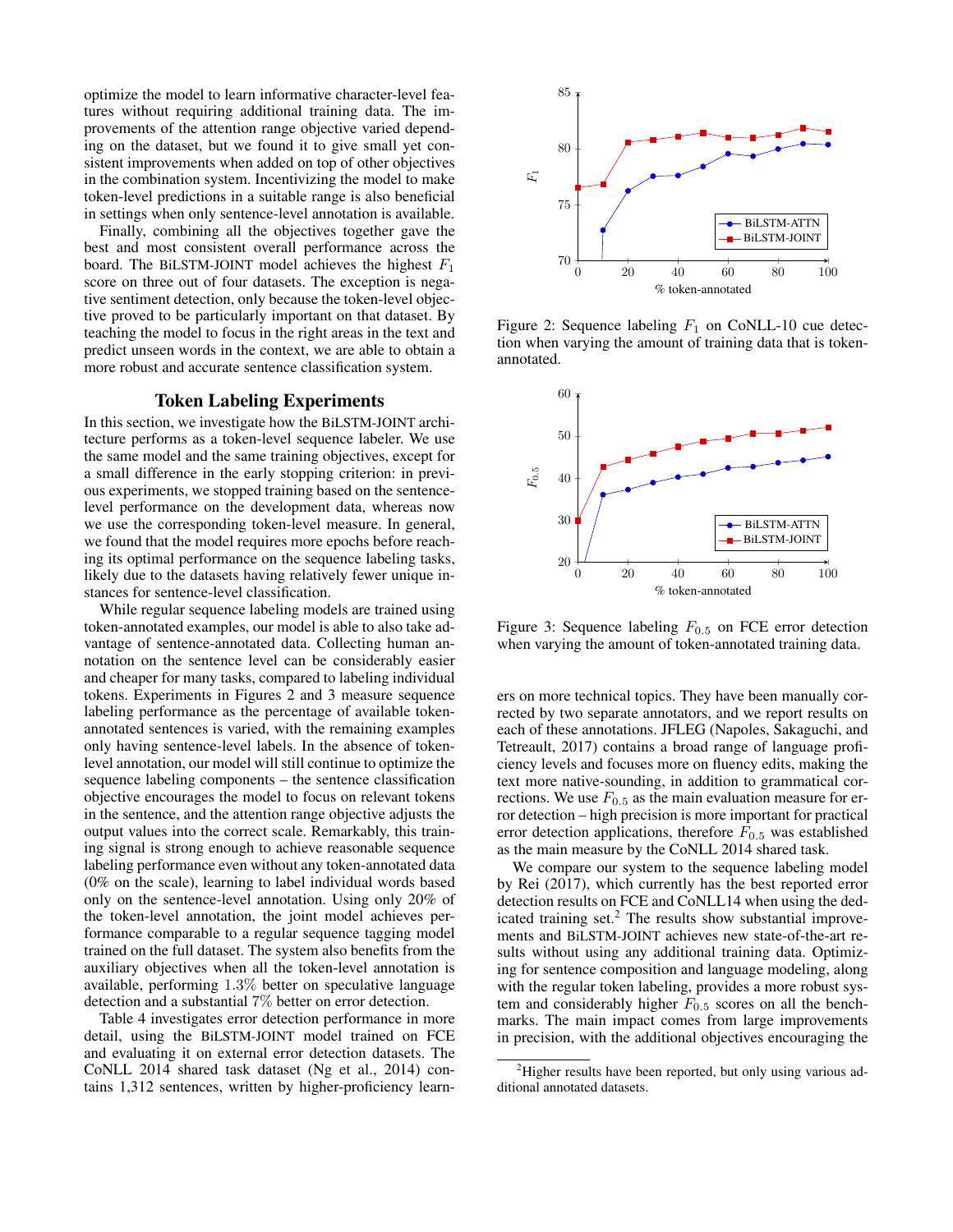optimize the model to learn informative character-level features without requiring additional training data. The improvements of the attention range objective varied depending on the dataset, but we found it to give small yet consistent improvements when added on top of other objectives in the combination system. Incentivizing the model to make token-level predictions in a suitable range is also beneficial in settings when only sentence-level annotation is available.

Finally, combining all the objectives together gave the best and most consistent overall performance across the board. The BiLSTM-JOINT model achieves the highest $F_1$ score on three out of four datasets. The exception is negative sentiment detection, only because the token-level objective proved to be particularly important on that dataset. By teaching the model to focus in the right areas in the text and predict unseen words in the context, we are able to obtain a more robust and accurate sentence classification system.

## Token Labeling Experiments

In this section, we investigate how the BiLSTM-JOINT architecture performs as a token-level sequence labeler. We use the same model and the same training objectives, except for a small difference in the early stopping criterion: in previous experiments, we stopped training based on the sentence-level performance on the development data, whereas now we use the corresponding token-level measure. In general, we found that the model requires more epochs before reaching its optimal performance on the sequence labeling tasks, likely due to the datasets having relatively fewer unique instances for sentence-level classification.

While regular sequence labeling models are trained using token-annotated examples, our model is able to also take advantage of sentence-annotated data. Collecting human annotation on the sentence level can be considerably easier and cheaper for many tasks, compared to labeling individual tokens. Experiments in Figures 2 and 3 measure sequence labeling performance as the percentage of available token-annotated sentences is varied, with the remaining examples only having sentence-level labels. In the absence of token-level annotation, our model will still continue to optimize the sequence labeling components – the sentence classification objective encourages the model to focus on relevant tokens in the sentence, and the attention range objective adjusts the output values into the correct scale. Remarkably, this training signal is strong enough to achieve reasonable sequence labeling performance even without any token-annotated data (0% on the scale), learning to label individual words based only on the sentence-level annotation. Using only 20% of the token-level annotation, the joint model achieves performance comparable to a regular sequence tagging model trained on the full dataset. The system also benefits from the auxiliary objectives when all the token-level annotation is available, performing 1.3% better on speculative language detection and a substantial 7% better on error detection.

Table 4 investigates error detection performance in more detail, using the BiLSTM-JOINT model trained on FCE and evaluating it on external error detection datasets. The CoNLL 2014 shared task dataset (Ng et al., 2014) contains 1,312 sentences, written by higher-proficiency learners on more technical topics. They have been manually corrected by two separate annotators, and we report results on each of these annotations. JFLEG (Napoles, Sakaguchi, and Tetreault, 2017) contains a broad range of language proficiency levels and focuses more on fluency edits, making the text more native-sounding, in addition to grammatical corrections. We use $F_{0.5}$ as the main evaluation measure for error detection – high precision is more important for practical error detection applications, therefore $F_{0.5}$ was established as the main measure by the CoNLL 2014 shared task.

Figure 2: Sequence labeling $F_1$ on CoNLL-10 cue detection when varying the amount of training data that is token-annotated.

Figure 3: Sequence labeling $F_{0.5}$ on FCE error detection when varying the amount of token-annotated training data.

We compare our system to the sequence labeling model by Rei (2017), which currently has the best reported error detection results on FCE and CoNLL14 when using the dedicated training set.[2] The results show substantial improvements and BiLSTM-JOINT achieves new state-of-the-art results without using any additional training data. Optimizing for sentence composition and language modeling, along with the regular token labeling, provides a more robust system and considerably higher $F_{0.5}$ scores on all the benchmarks. The main impact comes from large improvements in precision, with the additional objectives encouraging the

[2] Higher results have been reported, but only using various additional annotated datasets.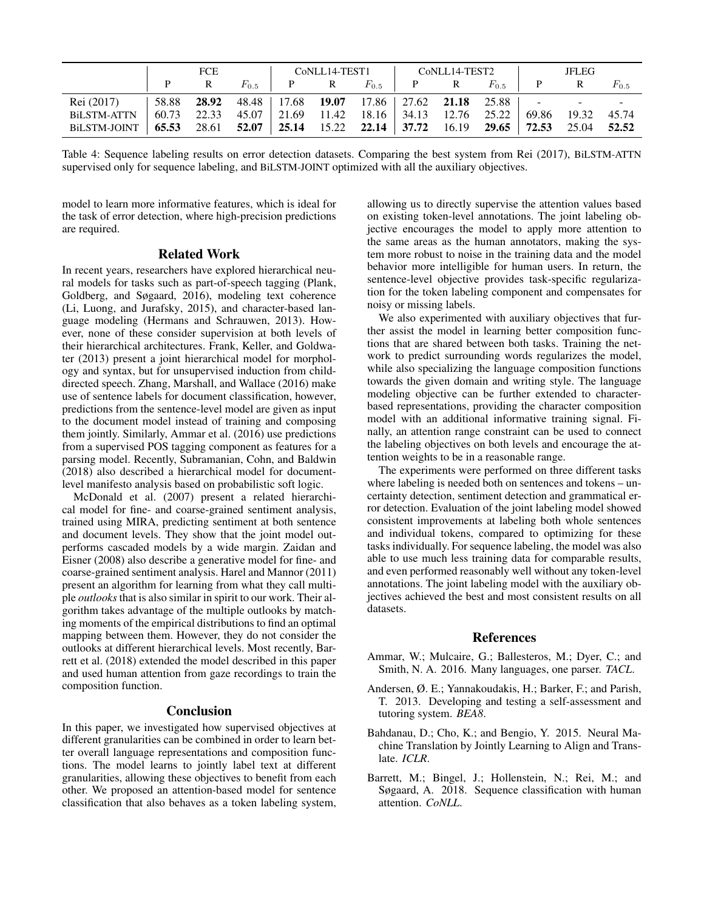| | FCE | | | CoNLL14-TEST1 | | | CoNLL14-TEST2 | | | JFLEG | | |
|---|---|---|---|---|---|---|---|---|---|---|---|---|
| | P | R | $F_{0.5}$ | P | R | $F_{0.5}$ | P | R | $F_{0.5}$ | P | R | $F_{0.5}$ |
| Rei (2017) | 58.88 | **28.92** | 48.48 | 17.68 | **19.07** | 17.86 | 27.62 | **21.18** | 25.88 | - | - | - |
| BiLSTM-ATTN | 60.73 | 22.33 | 45.07 | 21.69 | 11.42 | 18.16 | 34.13 | 12.76 | 25.22 | 69.86 | 19.32 | 45.74 |
| BiLSTM-JOINT | **65.53** | 28.61 | **52.07** | **25.14** | 15.22 | **22.14** | **37.72** | 16.19 | **29.65** | **72.53** | 25.04 | **52.52** |

Table 4: Sequence labeling results on error detection datasets. Comparing the best system from Rei (2017), BiLSTM-ATTN supervised only for sequence labeling, and BiLSTM-JOINT optimized with all the auxiliary objectives.

model to learn more informative features, which is ideal for the task of error detection, where high-precision predictions are required.

## Related Work

In recent years, researchers have explored hierarchical neural models for tasks such as part-of-speech tagging (Plank, Goldberg, and Søgaard, 2016), modeling text coherence (Li, Luong, and Jurafsky, 2015), and character-based language modeling (Hermans and Schrauwen, 2013). However, none of these consider supervision at both levels of their hierarchical architectures. Frank, Keller, and Goldwater (2013) present a joint hierarchical model for morphology and syntax, but for unsupervised induction from child-directed speech. Zhang, Marshall, and Wallace (2016) make use of sentence labels for document classification, however, predictions from the sentence-level model are given as input to the document model instead of training and composing them jointly. Similarly, Ammar et al. (2016) use predictions from a supervised POS tagging component as features for a parsing model. Recently, Subramanian, Cohn, and Baldwin (2018) also described a hierarchical model for document-level manifesto analysis based on probabilistic soft logic.

McDonald et al. (2007) present a related hierarchical model for fine- and coarse-grained sentiment analysis, trained using MIRA, predicting sentiment at both sentence and document levels. They show that the joint model outperforms cascaded models by a wide margin. Zaidan and Eisner (2008) also describe a generative model for fine- and coarse-grained sentiment analysis. Harel and Mannor (2011) present an algorithm for learning from what they call multiple *outlooks* that is also similar in spirit to our work. Their algorithm takes advantage of the multiple outlooks by matching moments of the empirical distributions to find an optimal mapping between them. However, they do not consider the outlooks at different hierarchical levels. Most recently, Barrett et al. (2018) extended the model described in this paper and used human attention from gaze recordings to train the composition function.

## Conclusion

In this paper, we investigated how supervised objectives at different granularities can be combined in order to learn better overall language representations and composition functions. The model learns to jointly label text at different granularities, allowing these objectives to benefit from each other. We proposed an attention-based model for sentence classification that also behaves as a token labeling system, allowing us to directly supervise the attention values based on existing token-level annotations. The joint labeling objective encourages the model to apply more attention to the same areas as the human annotators, making the system more robust to noise in the training data and the model behavior more intelligible for human users. In return, the sentence-level objective provides task-specific regularization for the token labeling component and compensates for noisy or missing labels.

We also experimented with auxiliary objectives that further assist the model in learning better composition functions that are shared between both tasks. Training the network to predict surrounding words regularizes the model, while also specializing the language composition functions towards the given domain and writing style. The language modeling objective can be further extended to character-based representations, providing the character composition model with an additional informative training signal. Finally, an attention range constraint can be used to connect the labeling objectives on both levels and encourage the attention weights to be in a reasonable range.

The experiments were performed on three different tasks where labeling is needed both on sentences and tokens – uncertainty detection, sentiment detection and grammatical error detection. Evaluation of the joint labeling model showed consistent improvements at labeling both whole sentences and individual tokens, compared to optimizing for these tasks individually. For sequence labeling, the model was also able to use much less training data for comparable results, and even performed reasonably well without any token-level annotations. The joint labeling model with the auxiliary objectives achieved the best and most consistent results on all datasets.

## References

Ammar, W.; Mulcaire, G.; Ballesteros, M.; Dyer, C.; and Smith, N. A. 2016. Many languages, one parser. *TACL*.

Andersen, Ø. E.; Yannakoudakis, H.; Barker, F.; and Parish, T. 2013. Developing and testing a self-assessment and tutoring system. *BEA8*.

Bahdanau, D.; Cho, K.; and Bengio, Y. 2015. Neural Machine Translation by Jointly Learning to Align and Translate. *ICLR*.

Barrett, M.; Bingel, J.; Hollenstein, N.; Rei, M.; and Søgaard, A. 2018. Sequence classification with human attention. *CoNLL*.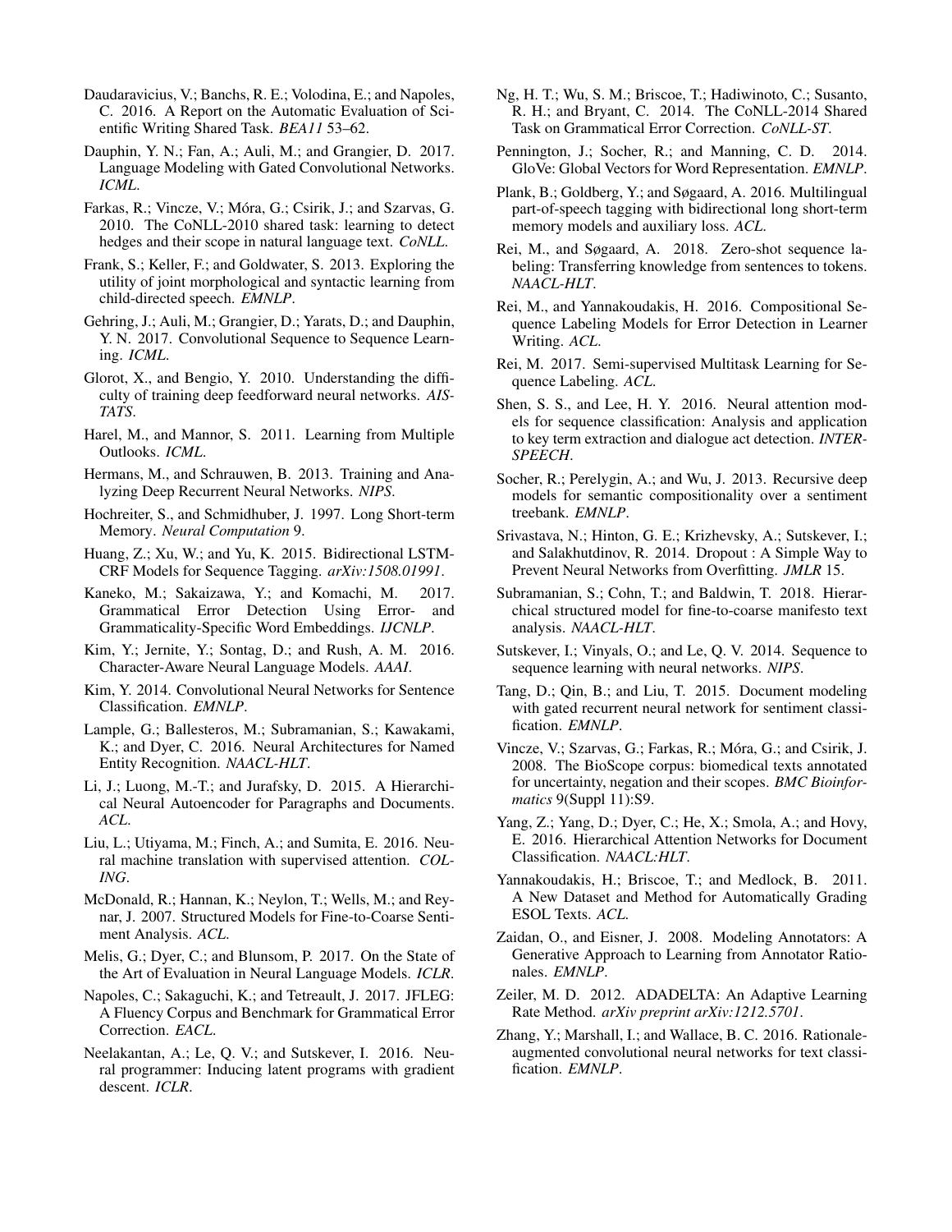Daudaravicius, V.; Banchs, R. E.; Volodina, E.; and Napoles, C. 2016. A Report on the Automatic Evaluation of Scientific Writing Shared Task. *BEA11* 53–62.

Dauphin, Y. N.; Fan, A.; Auli, M.; and Grangier, D. 2017. Language Modeling with Gated Convolutional Networks. *ICML*.

Farkas, R.; Vincze, V.; Móra, G.; Csirik, J.; and Szarvas, G. 2010. The CoNLL-2010 shared task: learning to detect hedges and their scope in natural language text. *CoNLL*.

Frank, S.; Keller, F.; and Goldwater, S. 2013. Exploring the utility of joint morphological and syntactic learning from child-directed speech. *EMNLP*.

Gehring, J.; Auli, M.; Grangier, D.; Yarats, D.; and Dauphin, Y. N. 2017. Convolutional Sequence to Sequence Learning. *ICML*.

Glorot, X., and Bengio, Y. 2010. Understanding the difficulty of training deep feedforward neural networks. *AISTATS*.

Harel, M., and Mannor, S. 2011. Learning from Multiple Outlooks. *ICML*.

Hermans, M., and Schrauwen, B. 2013. Training and Analyzing Deep Recurrent Neural Networks. *NIPS*.

Hochreiter, S., and Schmidhuber, J. 1997. Long Short-term Memory. *Neural Computation* 9.

Huang, Z.; Xu, W.; and Yu, K. 2015. Bidirectional LSTM-CRF Models for Sequence Tagging. *arXiv:1508.01991*.

Kaneko, M.; Sakaizawa, Y.; and Komachi, M. 2017. Grammatical Error Detection Using Error- and Grammaticality-Specific Word Embeddings. *IJCNLP*.

Kim, Y.; Jernite, Y.; Sontag, D.; and Rush, A. M. 2016. Character-Aware Neural Language Models. *AAAI*.

Kim, Y. 2014. Convolutional Neural Networks for Sentence Classification. *EMNLP*.

Lample, G.; Ballesteros, M.; Subramanian, S.; Kawakami, K.; and Dyer, C. 2016. Neural Architectures for Named Entity Recognition. *NAACL-HLT*.

Li, J.; Luong, M.-T.; and Jurafsky, D. 2015. A Hierarchical Neural Autoencoder for Paragraphs and Documents. *ACL*.

Liu, L.; Utiyama, M.; Finch, A.; and Sumita, E. 2016. Neural machine translation with supervised attention. *COLING*.

McDonald, R.; Hannan, K.; Neylon, T.; Wells, M.; and Reynar, J. 2007. Structured Models for Fine-to-Coarse Sentiment Analysis. *ACL*.

Melis, G.; Dyer, C.; and Blunsom, P. 2017. On the State of the Art of Evaluation in Neural Language Models. *ICLR*.

Napoles, C.; Sakaguchi, K.; and Tetreault, J. 2017. JFLEG: A Fluency Corpus and Benchmark for Grammatical Error Correction. *EACL*.

Neelakantan, A.; Le, Q. V.; and Sutskever, I. 2016. Neural programmer: Inducing latent programs with gradient descent. *ICLR*.

Ng, H. T.; Wu, S. M.; Briscoe, T.; Hadiwinoto, C.; Susanto, R. H.; and Bryant, C. 2014. The CoNLL-2014 Shared Task on Grammatical Error Correction. *CoNLL-ST*.

Pennington, J.; Socher, R.; and Manning, C. D. 2014. GloVe: Global Vectors for Word Representation. *EMNLP*.

Plank, B.; Goldberg, Y.; and Søgaard, A. 2016. Multilingual part-of-speech tagging with bidirectional long short-term memory models and auxiliary loss. *ACL*.

Rei, M., and Søgaard, A. 2018. Zero-shot sequence labeling: Transferring knowledge from sentences to tokens. *NAACL-HLT*.

Rei, M., and Yannakoudakis, H. 2016. Compositional Sequence Labeling Models for Error Detection in Learner Writing. *ACL*.

Rei, M. 2017. Semi-supervised Multitask Learning for Sequence Labeling. *ACL*.

Shen, S. S., and Lee, H. Y. 2016. Neural attention models for sequence classification: Analysis and application to key term extraction and dialogue act detection. *INTERSPEECH*.

Socher, R.; Perelygin, A.; and Wu, J. 2013. Recursive deep models for semantic compositionality over a sentiment treebank. *EMNLP*.

Srivastava, N.; Hinton, G. E.; Krizhevsky, A.; Sutskever, I.; and Salakhutdinov, R. 2014. Dropout : A Simple Way to Prevent Neural Networks from Overfitting. *JMLR* 15.

Subramanian, S.; Cohn, T.; and Baldwin, T. 2018. Hierarchical structured model for fine-to-coarse manifesto text analysis. *NAACL-HLT*.

Sutskever, I.; Vinyals, O.; and Le, Q. V. 2014. Sequence to sequence learning with neural networks. *NIPS*.

Tang, D.; Qin, B.; and Liu, T. 2015. Document modeling with gated recurrent neural network for sentiment classification. *EMNLP*.

Vincze, V.; Szarvas, G.; Farkas, R.; Móra, G.; and Csirik, J. 2008. The BioScope corpus: biomedical texts annotated for uncertainty, negation and their scopes. *BMC Bioinformatics* 9(Suppl 11):S9.

Yang, Z.; Yang, D.; Dyer, C.; He, X.; Smola, A.; and Hovy, E. 2016. Hierarchical Attention Networks for Document Classification. *NAACL:HLT*.

Yannakoudakis, H.; Briscoe, T.; and Medlock, B. 2011. A New Dataset and Method for Automatically Grading ESOL Texts. *ACL*.

Zaidan, O., and Eisner, J. 2008. Modeling Annotators: A Generative Approach to Learning from Annotator Rationales. *EMNLP*.

Zeiler, M. D. 2012. ADADELTA: An Adaptive Learning Rate Method. *arXiv preprint arXiv:1212.5701*.

Zhang, Y.; Marshall, I.; and Wallace, B. C. 2016. Rationale-augmented convolutional neural networks for text classification. *EMNLP*.